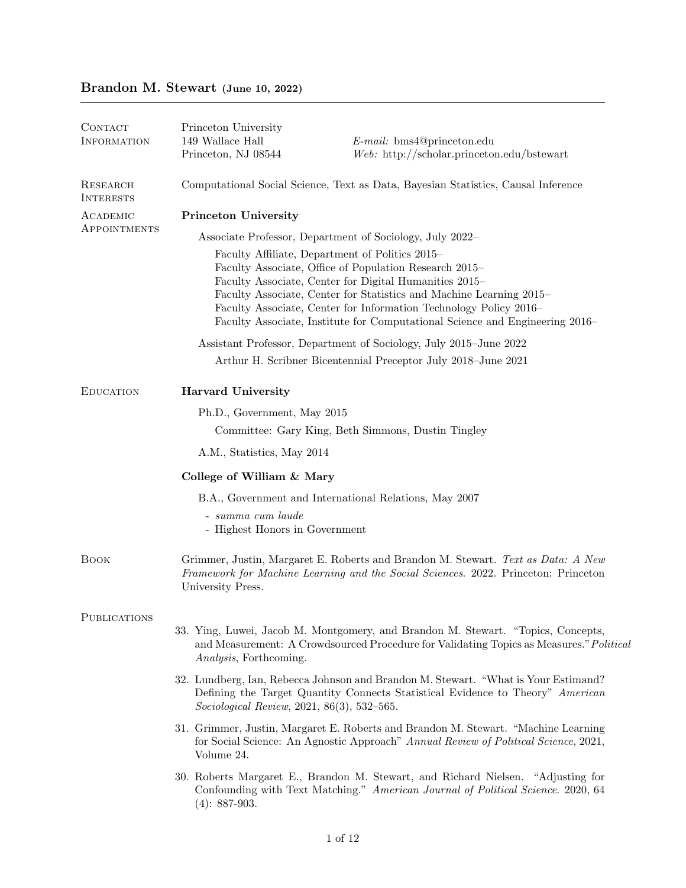# Brandon M. Stewart (June 10, 2022)

## Contact Information

Princeton University
149 Wallace Hall
Princeton, NJ 08544

*E-mail:* bms4@princeton.edu
*Web:* http://scholar.princeton.edu/bstewart

## Research Interests

Computational Social Science, Text as Data, Bayesian Statistics, Causal Inference

## Academic Appointments

**Princeton University**

Associate Professor, Department of Sociology, July 2022–

- Faculty Affiliate, Department of Politics 2015–
- Faculty Associate, Office of Population Research 2015–
- Faculty Associate, Center for Digital Humanities 2015–
- Faculty Associate, Center for Statistics and Machine Learning 2015–
- Faculty Associate, Center for Information Technology Policy 2016–
- Faculty Associate, Institute for Computational Science and Engineering 2016–

Assistant Professor, Department of Sociology, July 2015–June 2022

- Arthur H. Scribner Bicentennial Preceptor July 2018–June 2021

## Education

**Harvard University**

Ph.D., Government, May 2015

- Committee: Gary King, Beth Simmons, Dustin Tingley

A.M., Statistics, May 2014

**College of William & Mary**

B.A., Government and International Relations, May 2007

- *summa cum laude*
- Highest Honors in Government

## Book

Grimmer, Justin, Margaret E. Roberts and Brandon M. Stewart. *Text as Data: A New Framework for Machine Learning and the Social Sciences.* 2022. Princeton: Princeton University Press.

## Publications

33. Ying, Luwei, Jacob M. Montgomery, and Brandon M. Stewart. "Topics, Concepts, and Measurement: A Crowdsourced Procedure for Validating Topics as Measures." *Political Analysis*, Forthcoming.

32. Lundberg, Ian, Rebecca Johnson and Brandon M. Stewart. "What is Your Estimand? Defining the Target Quantity Connects Statistical Evidence to Theory" *American Sociological Review*, 2021, 86(3), 532–565.

31. Grimmer, Justin, Margaret E. Roberts and Brandon M. Stewart. "Machine Learning for Social Science: An Agnostic Approach" *Annual Review of Political Science*, 2021, Volume 24.

30. Roberts Margaret E., Brandon M. Stewart, and Richard Nielsen. "Adjusting for Confounding with Text Matching." *American Journal of Political Science.* 2020, 64 (4): 887-903.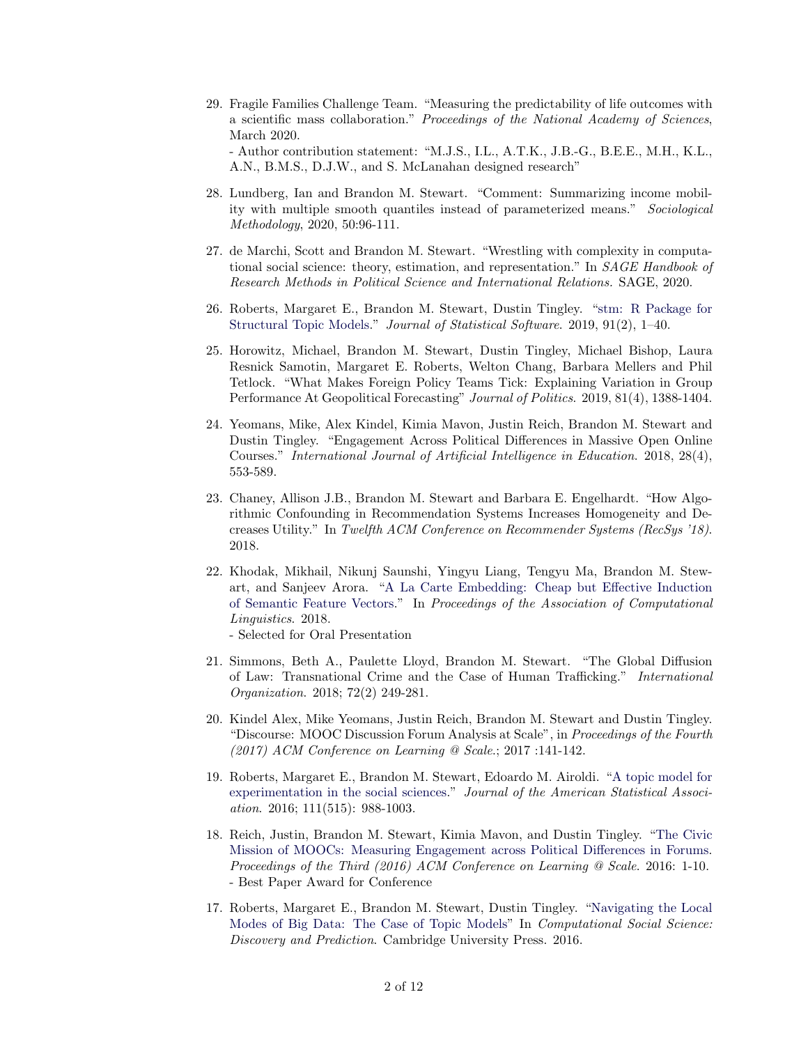29. Fragile Families Challenge Team. "Measuring the predictability of life outcomes with a scientific mass collaboration." *Proceedings of the National Academy of Sciences*, March 2020.
   - Author contribution statement: "M.J.S., I.L., A.T.K., J.B.-G., B.E.E., M.H., K.L., A.N., B.M.S., D.J.W., and S. McLanahan designed research"

28. Lundberg, Ian and Brandon M. Stewart. "Comment: Summarizing income mobility with multiple smooth quantiles instead of parameterized means." *Sociological Methodology*, 2020, 50:96-111.

27. de Marchi, Scott and Brandon M. Stewart. "Wrestling with complexity in computational social science: theory, estimation, and representation." In *SAGE Handbook of Research Methods in Political Science and International Relations*. SAGE, 2020.

26. Roberts, Margaret E., Brandon M. Stewart, Dustin Tingley. "stm: R Package for Structural Topic Models." *Journal of Statistical Software*. 2019, 91(2), 1–40.

25. Horowitz, Michael, Brandon M. Stewart, Dustin Tingley, Michael Bishop, Laura Resnick Samotin, Margaret E. Roberts, Welton Chang, Barbara Mellers and Phil Tetlock. "What Makes Foreign Policy Teams Tick: Explaining Variation in Group Performance At Geopolitical Forecasting" *Journal of Politics*. 2019, 81(4), 1388-1404.

24. Yeomans, Mike, Alex Kindel, Kimia Mavon, Justin Reich, Brandon M. Stewart and Dustin Tingley. "Engagement Across Political Differences in Massive Open Online Courses." *International Journal of Artificial Intelligence in Education*. 2018, 28(4), 553-589.

23. Chaney, Allison J.B., Brandon M. Stewart and Barbara E. Engelhardt. "How Algorithmic Confounding in Recommendation Systems Increases Homogeneity and Decreases Utility." In *Twelfth ACM Conference on Recommender Systems (RecSys '18)*. 2018.

22. Khodak, Mikhail, Nikunj Saunshi, Yingyu Liang, Tengyu Ma, Brandon M. Stewart, and Sanjeev Arora. "A La Carte Embedding: Cheap but Effective Induction of Semantic Feature Vectors." In *Proceedings of the Association of Computational Linguistics*. 2018.
   - Selected for Oral Presentation

21. Simmons, Beth A., Paulette Lloyd, Brandon M. Stewart. "The Global Diffusion of Law: Transnational Crime and the Case of Human Trafficking." *International Organization*. 2018; 72(2) 249-281.

20. Kindel Alex, Mike Yeomans, Justin Reich, Brandon M. Stewart and Dustin Tingley. "Discourse: MOOC Discussion Forum Analysis at Scale", in *Proceedings of the Fourth (2017) ACM Conference on Learning @ Scale.*; 2017 :141-142.

19. Roberts, Margaret E., Brandon M. Stewart, Edoardo M. Airoldi. "A topic model for experimentation in the social sciences." *Journal of the American Statistical Association*. 2016; 111(515): 988-1003.

18. Reich, Justin, Brandon M. Stewart, Kimia Mavon, and Dustin Tingley. "The Civic Mission of MOOCs: Measuring Engagement across Political Differences in Forums. *Proceedings of the Third (2016) ACM Conference on Learning @ Scale*. 2016: 1-10.
   - Best Paper Award for Conference

17. Roberts, Margaret E., Brandon M. Stewart, Dustin Tingley. "Navigating the Local Modes of Big Data: The Case of Topic Models" In *Computational Social Science: Discovery and Prediction*. Cambridge University Press. 2016.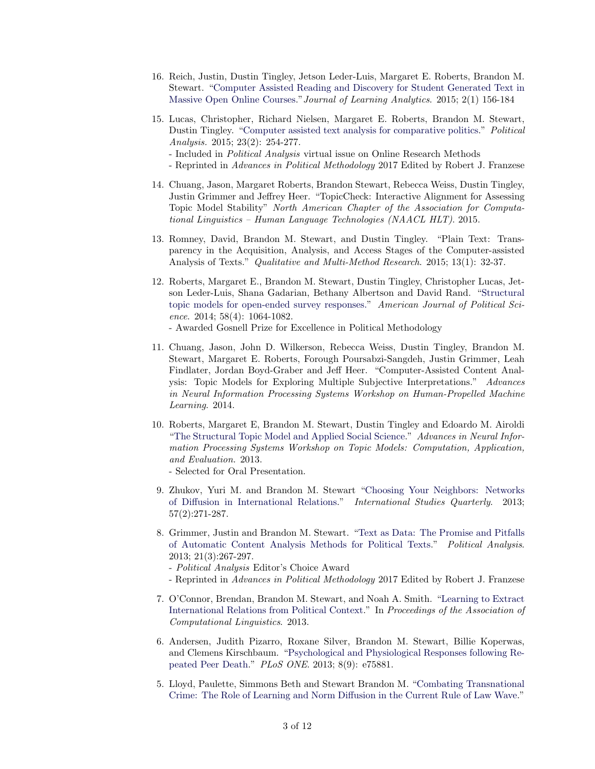16. Reich, Justin, Dustin Tingley, Jetson Leder-Luis, Margaret E. Roberts, Brandon M. Stewart. "Computer Assisted Reading and Discovery for Student Generated Text in Massive Open Online Courses." *Journal of Learning Analytics*. 2015; 2(1) 156-184

15. Lucas, Christopher, Richard Nielsen, Margaret E. Roberts, Brandon M. Stewart, Dustin Tingley. "Computer assisted text analysis for comparative politics." *Political Analysis*. 2015; 23(2): 254-277.
    - Included in *Political Analysis* virtual issue on Online Research Methods
    - Reprinted in *Advances in Political Methodology* 2017 Edited by Robert J. Franzese

14. Chuang, Jason, Margaret Roberts, Brandon Stewart, Rebecca Weiss, Dustin Tingley, Justin Grimmer and Jeffrey Heer. "TopicCheck: Interactive Alignment for Assessing Topic Model Stability" *North American Chapter of the Association for Computational Linguistics – Human Language Technologies (NAACL HLT)*. 2015.

13. Romney, David, Brandon M. Stewart, and Dustin Tingley. "Plain Text: Transparency in the Acquisition, Analysis, and Access Stages of the Computer-assisted Analysis of Texts." *Qualitative and Multi-Method Research*. 2015; 13(1): 32-37.

12. Roberts, Margaret E., Brandon M. Stewart, Dustin Tingley, Christopher Lucas, Jetson Leder-Luis, Shana Gadarian, Bethany Albertson and David Rand. "Structural topic models for open-ended survey responses." *American Journal of Political Science*. 2014; 58(4): 1064-1082.
    - Awarded Gosnell Prize for Excellence in Political Methodology

11. Chuang, Jason, John D. Wilkerson, Rebecca Weiss, Dustin Tingley, Brandon M. Stewart, Margaret E. Roberts, Forough Poursabzi-Sangdeh, Justin Grimmer, Leah Findlater, Jordan Boyd-Graber and Jeff Heer. "Computer-Assisted Content Analysis: Topic Models for Exploring Multiple Subjective Interpretations." *Advances in Neural Information Processing Systems Workshop on Human-Propelled Machine Learning*. 2014.

10. Roberts, Margaret E, Brandon M. Stewart, Dustin Tingley and Edoardo M. Airoldi "The Structural Topic Model and Applied Social Science." *Advances in Neural Information Processing Systems Workshop on Topic Models: Computation, Application, and Evaluation*. 2013.
    - Selected for Oral Presentation.

9. Zhukov, Yuri M. and Brandon M. Stewart "Choosing Your Neighbors: Networks of Diffusion in International Relations." *International Studies Quarterly*. 2013; 57(2):271-287.

8. Grimmer, Justin and Brandon M. Stewart. "Text as Data: The Promise and Pitfalls of Automatic Content Analysis Methods for Political Texts." *Political Analysis*. 2013; 21(3):267-297.
    - *Political Analysis* Editor's Choice Award
    - Reprinted in *Advances in Political Methodology* 2017 Edited by Robert J. Franzese

7. O'Connor, Brendan, Brandon M. Stewart, and Noah A. Smith. "Learning to Extract International Relations from Political Context." In *Proceedings of the Association of Computational Linguistics*. 2013.

6. Andersen, Judith Pizarro, Roxane Silver, Brandon M. Stewart, Billie Koperwas, and Clemens Kirschbaum. "Psychological and Physiological Responses following Repeated Peer Death." *PLoS ONE*. 2013; 8(9): e75881.

5. Lloyd, Paulette, Simmons Beth and Stewart Brandon M. "Combating Transnational Crime: The Role of Learning and Norm Diffusion in the Current Rule of Law Wave."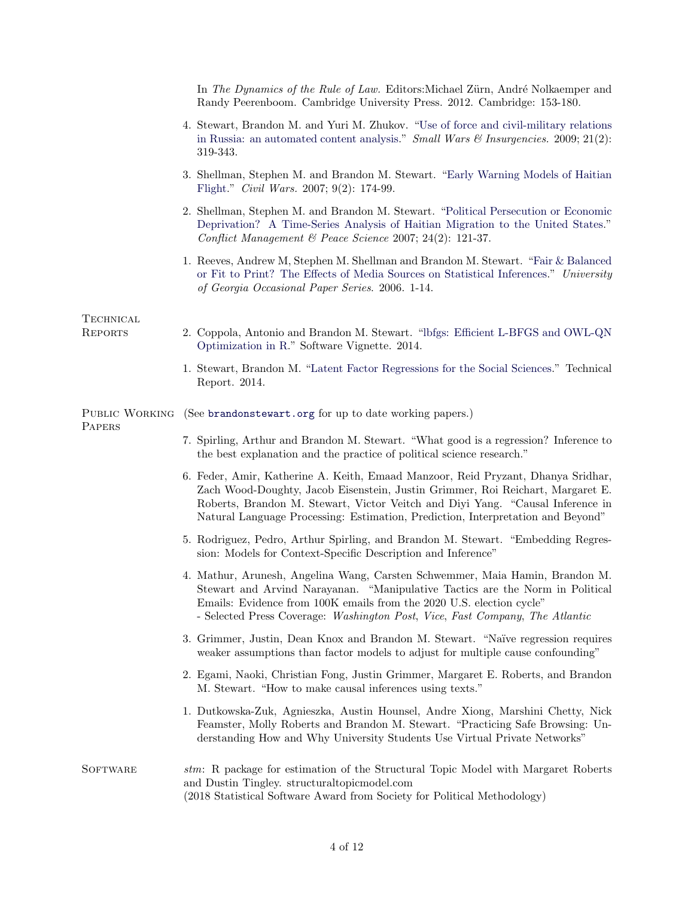In *The Dynamics of the Rule of Law.* Editors:Michael Zürn, André Nolkaemper and Randy Peerenboom. Cambridge University Press. 2012. Cambridge: 153-180.

4. Stewart, Brandon M. and Yuri M. Zhukov. "Use of force and civil-military relations in Russia: an automated content analysis." *Small Wars & Insurgencies.* 2009; 21(2): 319-343.

3. Shellman, Stephen M. and Brandon M. Stewart. "Early Warning Models of Haitian Flight." *Civil Wars.* 2007; 9(2): 174-99.

2. Shellman, Stephen M. and Brandon M. Stewart. "Political Persecution or Economic Deprivation? A Time-Series Analysis of Haitian Migration to the United States." *Conflict Management & Peace Science* 2007; 24(2): 121-37.

1. Reeves, Andrew M, Stephen M. Shellman and Brandon M. Stewart. "Fair & Balanced or Fit to Print? The Effects of Media Sources on Statistical Inferences." *University of Georgia Occasional Paper Series.* 2006. 1-14.

## Technical Reports

2. Coppola, Antonio and Brandon M. Stewart. "lbfgs: Efficient L-BFGS and OWL-QN Optimization in R." Software Vignette. 2014.

1. Stewart, Brandon M. "Latent Factor Regressions for the Social Sciences." Technical Report. 2014.

## Public Working Papers

(See brandonstewart.org for up to date working papers.)

7. Spirling, Arthur and Brandon M. Stewart. "What good is a regression? Inference to the best explanation and the practice of political science research."

6. Feder, Amir, Katherine A. Keith, Emaad Manzoor, Reid Pryzant, Dhanya Sridhar, Zach Wood-Doughty, Jacob Eisenstein, Justin Grimmer, Roi Reichart, Margaret E. Roberts, Brandon M. Stewart, Victor Veitch and Diyi Yang. "Causal Inference in Natural Language Processing: Estimation, Prediction, Interpretation and Beyond"

5. Rodriguez, Pedro, Arthur Spirling, and Brandon M. Stewart. "Embedding Regression: Models for Context-Specific Description and Inference"

4. Mathur, Arunesh, Angelina Wang, Carsten Schwemmer, Maia Hamin, Brandon M. Stewart and Arvind Narayanan. "Manipulative Tactics are the Norm in Political Emails: Evidence from 100K emails from the 2020 U.S. election cycle"
   - Selected Press Coverage: *Washington Post*, *Vice*, *Fast Company*, *The Atlantic*

3. Grimmer, Justin, Dean Knox and Brandon M. Stewart. "Naïve regression requires weaker assumptions than factor models to adjust for multiple cause confounding"

2. Egami, Naoki, Christian Fong, Justin Grimmer, Margaret E. Roberts, and Brandon M. Stewart. "How to make causal inferences using texts."

1. Dutkowska-Zuk, Agnieszka, Austin Hounsel, Andre Xiong, Marshini Chetty, Nick Feamster, Molly Roberts and Brandon M. Stewart. "Practicing Safe Browsing: Understanding How and Why University Students Use Virtual Private Networks"

## Software

*stm*: R package for estimation of the Structural Topic Model with Margaret Roberts and Dustin Tingley. structuraltopicmodel.com
(2018 Statistical Software Award from Society for Political Methodology)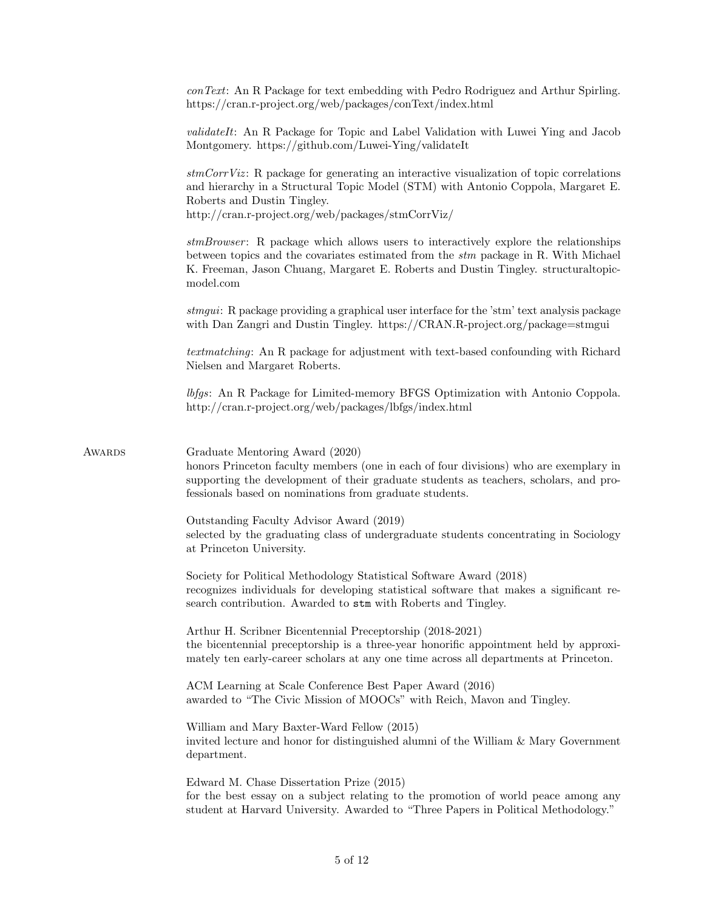*conText*: An R Package for text embedding with Pedro Rodriguez and Arthur Spirling. https://cran.r-project.org/web/packages/conText/index.html

*validateIt*: An R Package for Topic and Label Validation with Luwei Ying and Jacob Montgomery. https://github.com/Luwei-Ying/validateIt

*stmCorrViz*: R package for generating an interactive visualization of topic correlations and hierarchy in a Structural Topic Model (STM) with Antonio Coppola, Margaret E. Roberts and Dustin Tingley.
http://cran.r-project.org/web/packages/stmCorrViz/

*stmBrowser*: R package which allows users to interactively explore the relationships between topics and the covariates estimated from the *stm* package in R. With Michael K. Freeman, Jason Chuang, Margaret E. Roberts and Dustin Tingley. structuraltopicmodel.com

*stmgui*: R package providing a graphical user interface for the 'stm' text analysis package with Dan Zangri and Dustin Tingley. https://CRAN.R-project.org/package=stmgui

*textmatching*: An R package for adjustment with text-based confounding with Richard Nielsen and Margaret Roberts.

*lbfgs*: An R Package for Limited-memory BFGS Optimization with Antonio Coppola. http://cran.r-project.org/web/packages/lbfgs/index.html

## Awards

Graduate Mentoring Award (2020)
honors Princeton faculty members (one in each of four divisions) who are exemplary in supporting the development of their graduate students as teachers, scholars, and professionals based on nominations from graduate students.

Outstanding Faculty Advisor Award (2019)
selected by the graduating class of undergraduate students concentrating in Sociology at Princeton University.

Society for Political Methodology Statistical Software Award (2018)
recognizes individuals for developing statistical software that makes a significant research contribution. Awarded to `stm` with Roberts and Tingley.

Arthur H. Scribner Bicentennial Preceptorship (2018-2021)
the bicentennial preceptorship is a three-year honorific appointment held by approximately ten early-career scholars at any one time across all departments at Princeton.

ACM Learning at Scale Conference Best Paper Award (2016)
awarded to "The Civic Mission of MOOCs" with Reich, Mavon and Tingley.

William and Mary Baxter-Ward Fellow (2015)
invited lecture and honor for distinguished alumni of the William & Mary Government department.

Edward M. Chase Dissertation Prize (2015)
for the best essay on a subject relating to the promotion of world peace among any student at Harvard University. Awarded to "Three Papers in Political Methodology."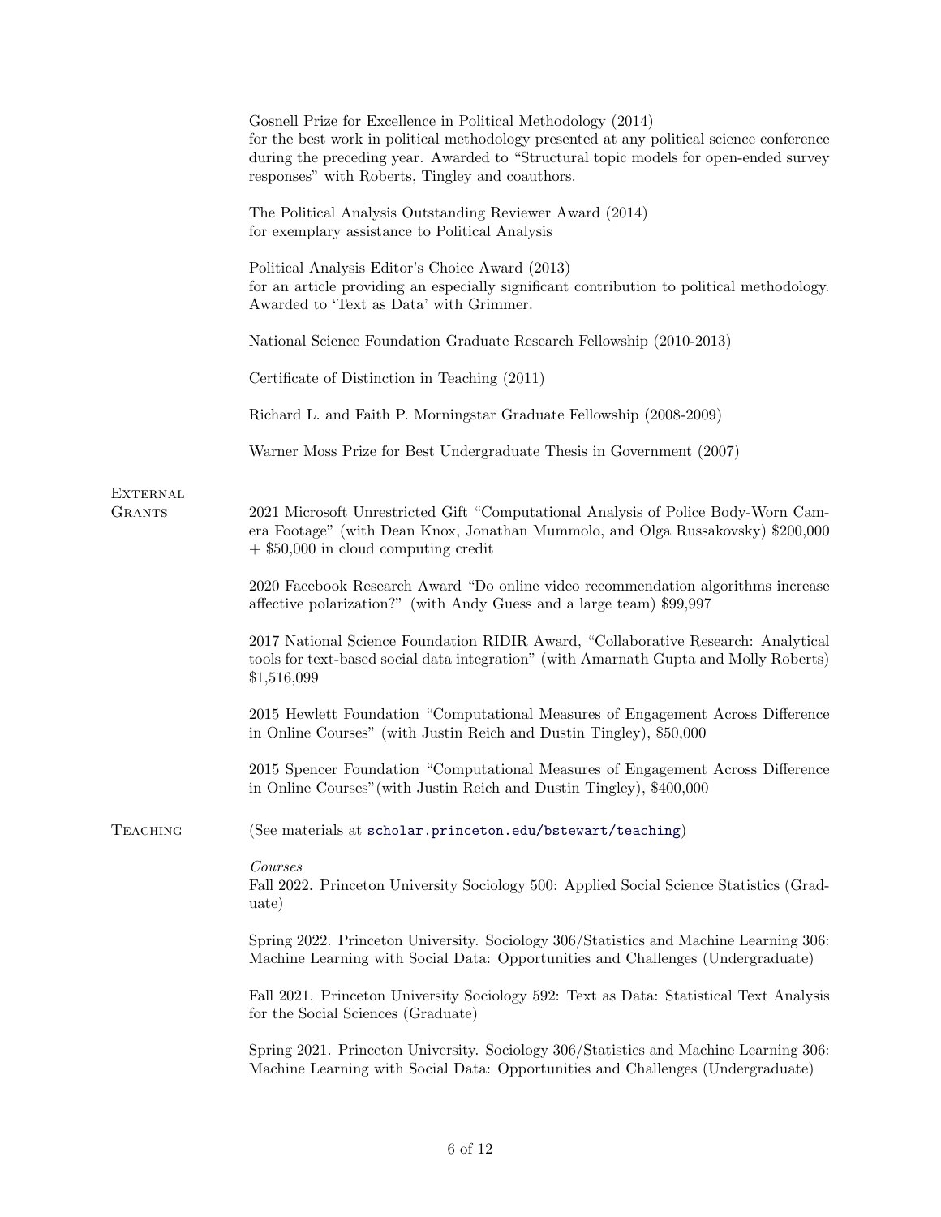Gosnell Prize for Excellence in Political Methodology (2014)
for the best work in political methodology presented at any political science conference during the preceding year. Awarded to "Structural topic models for open-ended survey responses" with Roberts, Tingley and coauthors.

The Political Analysis Outstanding Reviewer Award (2014)
for exemplary assistance to Political Analysis

Political Analysis Editor's Choice Award (2013)
for an article providing an especially significant contribution to political methodology. Awarded to 'Text as Data' with Grimmer.

National Science Foundation Graduate Research Fellowship (2010-2013)

Certificate of Distinction in Teaching (2011)

Richard L. and Faith P. Morningstar Graduate Fellowship (2008-2009)

Warner Moss Prize for Best Undergraduate Thesis in Government (2007)

## External Grants

2021 Microsoft Unrestricted Gift "Computational Analysis of Police Body-Worn Camera Footage" (with Dean Knox, Jonathan Mummolo, and Olga Russakovsky) $200,000 + $50,000 in cloud computing credit

2020 Facebook Research Award "Do online video recommendation algorithms increase affective polarization?" (with Andy Guess and a large team) $99,997

2017 National Science Foundation RIDIR Award, "Collaborative Research: Analytical tools for text-based social data integration" (with Amarnath Gupta and Molly Roberts) $1,516,099

2015 Hewlett Foundation "Computational Measures of Engagement Across Difference in Online Courses" (with Justin Reich and Dustin Tingley), $50,000

2015 Spencer Foundation "Computational Measures of Engagement Across Difference in Online Courses"(with Justin Reich and Dustin Tingley), $400,000

## Teaching

(See materials at scholar.princeton.edu/bstewart/teaching)

*Courses*

Fall 2022. Princeton University Sociology 500: Applied Social Science Statistics (Graduate)

Spring 2022. Princeton University. Sociology 306/Statistics and Machine Learning 306: Machine Learning with Social Data: Opportunities and Challenges (Undergraduate)

Fall 2021. Princeton University Sociology 592: Text as Data: Statistical Text Analysis for the Social Sciences (Graduate)

Spring 2021. Princeton University. Sociology 306/Statistics and Machine Learning 306: Machine Learning with Social Data: Opportunities and Challenges (Undergraduate)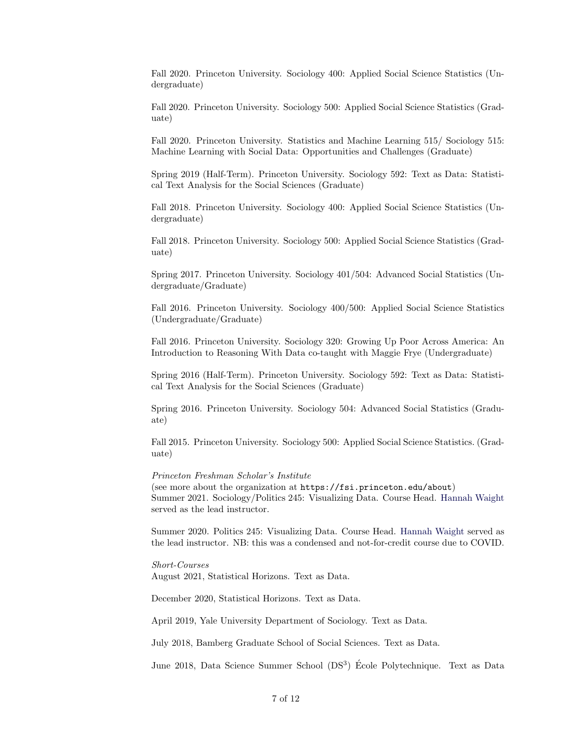Fall 2020. Princeton University. Sociology 400: Applied Social Science Statistics (Undergraduate)

Fall 2020. Princeton University. Sociology 500: Applied Social Science Statistics (Graduate)

Fall 2020. Princeton University. Statistics and Machine Learning 515/ Sociology 515: Machine Learning with Social Data: Opportunities and Challenges (Graduate)

Spring 2019 (Half-Term). Princeton University. Sociology 592: Text as Data: Statistical Text Analysis for the Social Sciences (Graduate)

Fall 2018. Princeton University. Sociology 400: Applied Social Science Statistics (Undergraduate)

Fall 2018. Princeton University. Sociology 500: Applied Social Science Statistics (Graduate)

Spring 2017. Princeton University. Sociology 401/504: Advanced Social Statistics (Undergraduate/Graduate)

Fall 2016. Princeton University. Sociology 400/500: Applied Social Science Statistics (Undergraduate/Graduate)

Fall 2016. Princeton University. Sociology 320: Growing Up Poor Across America: An Introduction to Reasoning With Data co-taught with Maggie Frye (Undergraduate)

Spring 2016 (Half-Term). Princeton University. Sociology 592: Text as Data: Statistical Text Analysis for the Social Sciences (Graduate)

Spring 2016. Princeton University. Sociology 504: Advanced Social Statistics (Graduate)

Fall 2015. Princeton University. Sociology 500: Applied Social Science Statistics. (Graduate)

*Princeton Freshman Scholar's Institute*
(see more about the organization at `https://fsi.princeton.edu/about`)
Summer 2021. Sociology/Politics 245: Visualizing Data. Course Head. Hannah Waight served as the lead instructor.

Summer 2020. Politics 245: Visualizing Data. Course Head. Hannah Waight served as the lead instructor. NB: this was a condensed and not-for-credit course due to COVID.

*Short-Courses*
August 2021, Statistical Horizons. Text as Data.

December 2020, Statistical Horizons. Text as Data.

April 2019, Yale University Department of Sociology. Text as Data.

July 2018, Bamberg Graduate School of Social Sciences. Text as Data.

June 2018, Data Science Summer School (DS$^3$) École Polytechnique. Text as Data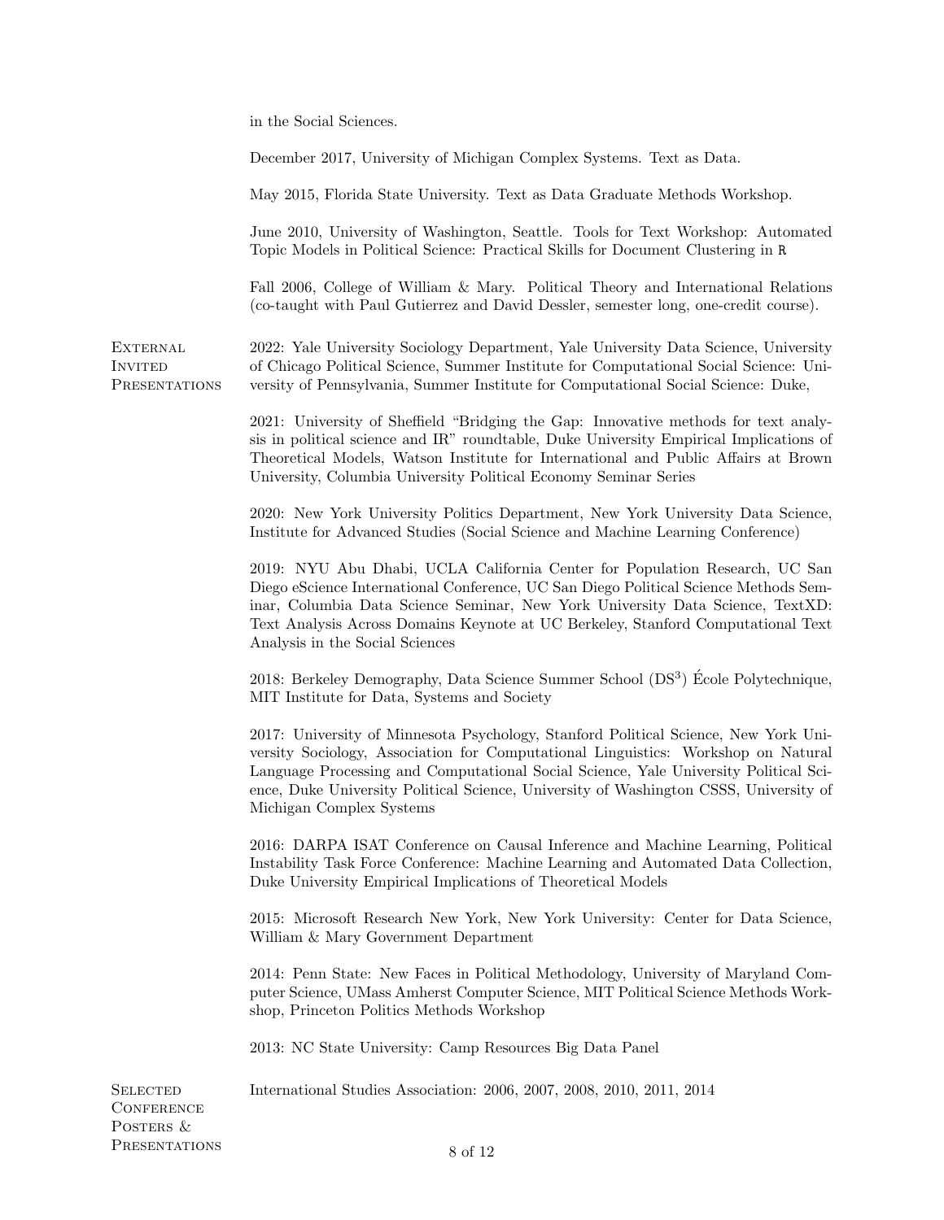in the Social Sciences.

December 2017, University of Michigan Complex Systems. Text as Data.

May 2015, Florida State University. Text as Data Graduate Methods Workshop.

June 2010, University of Washington, Seattle. Tools for Text Workshop: Automated Topic Models in Political Science: Practical Skills for Document Clustering in `R`

Fall 2006, College of William & Mary. Political Theory and International Relations (co-taught with Paul Gutierrez and David Dessler, semester long, one-credit course).

## External Invited Presentations

2022: Yale University Sociology Department, Yale University Data Science, University of Chicago Political Science, Summer Institute for Computational Social Science: University of Pennsylvania, Summer Institute for Computational Social Science: Duke,

2021: University of Sheffield "Bridging the Gap: Innovative methods for text analysis in political science and IR" roundtable, Duke University Empirical Implications of Theoretical Models, Watson Institute for International and Public Affairs at Brown University, Columbia University Political Economy Seminar Series

2020: New York University Politics Department, New York University Data Science, Institute for Advanced Studies (Social Science and Machine Learning Conference)

2019: NYU Abu Dhabi, UCLA California Center for Population Research, UC San Diego eScience International Conference, UC San Diego Political Science Methods Seminar, Columbia Data Science Seminar, New York University Data Science, TextXD: Text Analysis Across Domains Keynote at UC Berkeley, Stanford Computational Text Analysis in the Social Sciences

2018: Berkeley Demography, Data Science Summer School (DS$^3$) École Polytechnique, MIT Institute for Data, Systems and Society

2017: University of Minnesota Psychology, Stanford Political Science, New York University Sociology, Association for Computational Linguistics: Workshop on Natural Language Processing and Computational Social Science, Yale University Political Science, Duke University Political Science, University of Washington CSSS, University of Michigan Complex Systems

2016: DARPA ISAT Conference on Causal Inference and Machine Learning, Political Instability Task Force Conference: Machine Learning and Automated Data Collection, Duke University Empirical Implications of Theoretical Models

2015: Microsoft Research New York, New York University: Center for Data Science, William & Mary Government Department

2014: Penn State: New Faces in Political Methodology, University of Maryland Computer Science, UMass Amherst Computer Science, MIT Political Science Methods Workshop, Princeton Politics Methods Workshop

2013: NC State University: Camp Resources Big Data Panel

## Selected Conference Posters & Presentations

International Studies Association: 2006, 2007, 2008, 2010, 2011, 2014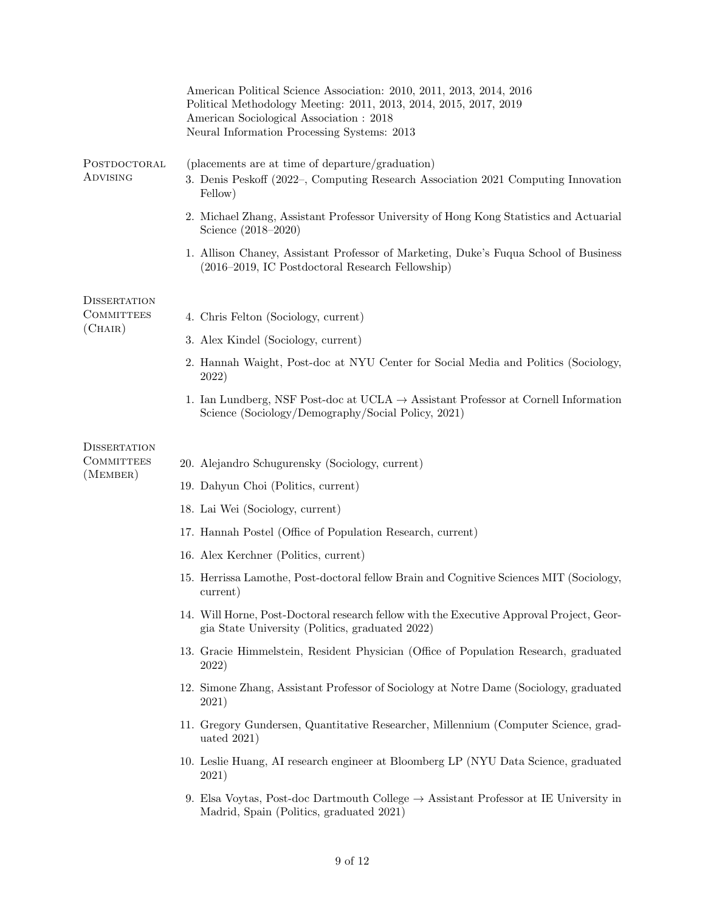American Political Science Association: 2010, 2011, 2013, 2014, 2016
Political Methodology Meeting: 2011, 2013, 2014, 2015, 2017, 2019
American Sociological Association : 2018
Neural Information Processing Systems: 2013

## Postdoctoral Advising

(placements are at time of departure/graduation)

3. Denis Peskoff (2022–, Computing Research Association 2021 Computing Innovation Fellow)
2. Michael Zhang, Assistant Professor University of Hong Kong Statistics and Actuarial Science (2018–2020)
1. Allison Chaney, Assistant Professor of Marketing, Duke's Fuqua School of Business (2016–2019, IC Postdoctoral Research Fellowship)

## Dissertation Committees (Chair)

4. Chris Felton (Sociology, current)
3. Alex Kindel (Sociology, current)
2. Hannah Waight, Post-doc at NYU Center for Social Media and Politics (Sociology, 2022)
1. Ian Lundberg, NSF Post-doc at UCLA → Assistant Professor at Cornell Information Science (Sociology/Demography/Social Policy, 2021)

## Dissertation Committees (Member)

20. Alejandro Schugurensky (Sociology, current)
19. Dahyun Choi (Politics, current)
18. Lai Wei (Sociology, current)
17. Hannah Postel (Office of Population Research, current)
16. Alex Kerchner (Politics, current)
15. Herrissa Lamothe, Post-doctoral fellow Brain and Cognitive Sciences MIT (Sociology, current)
14. Will Horne, Post-Doctoral research fellow with the Executive Approval Project, Georgia State University (Politics, graduated 2022)
13. Gracie Himmelstein, Resident Physician (Office of Population Research, graduated 2022)
12. Simone Zhang, Assistant Professor of Sociology at Notre Dame (Sociology, graduated 2021)
11. Gregory Gundersen, Quantitative Researcher, Millennium (Computer Science, graduated 2021)
10. Leslie Huang, AI research engineer at Bloomberg LP (NYU Data Science, graduated 2021)
9. Elsa Voytas, Post-doc Dartmouth College → Assistant Professor at IE University in Madrid, Spain (Politics, graduated 2021)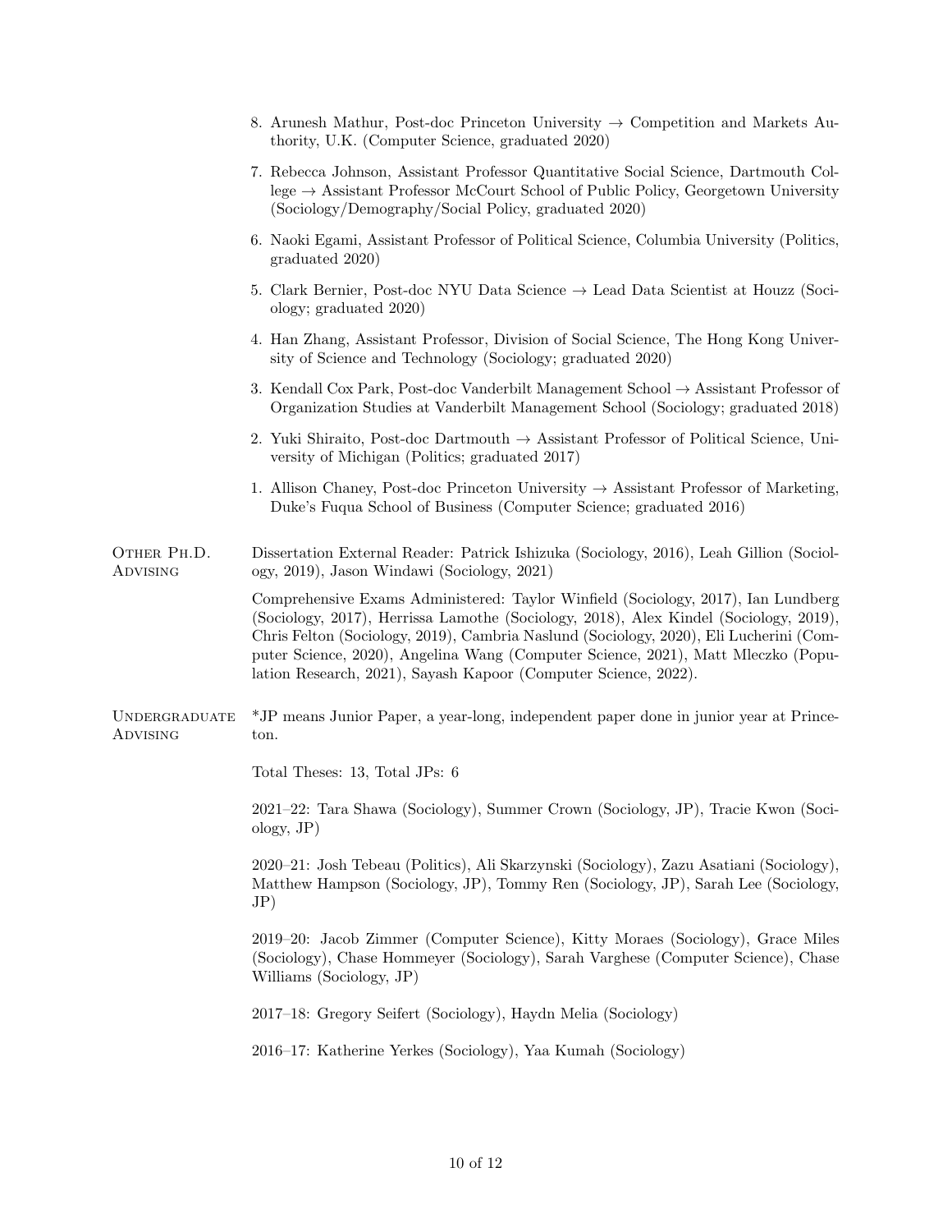8. Arunesh Mathur, Post-doc Princeton University → Competition and Markets Authority, U.K. (Computer Science, graduated 2020)

7. Rebecca Johnson, Assistant Professor Quantitative Social Science, Dartmouth College → Assistant Professor McCourt School of Public Policy, Georgetown University (Sociology/Demography/Social Policy, graduated 2020)

6. Naoki Egami, Assistant Professor of Political Science, Columbia University (Politics, graduated 2020)

5. Clark Bernier, Post-doc NYU Data Science → Lead Data Scientist at Houzz (Sociology; graduated 2020)

4. Han Zhang, Assistant Professor, Division of Social Science, The Hong Kong University of Science and Technology (Sociology; graduated 2020)

3. Kendall Cox Park, Post-doc Vanderbilt Management School → Assistant Professor of Organization Studies at Vanderbilt Management School (Sociology; graduated 2018)

2. Yuki Shiraito, Post-doc Dartmouth → Assistant Professor of Political Science, University of Michigan (Politics; graduated 2017)

1. Allison Chaney, Post-doc Princeton University → Assistant Professor of Marketing, Duke's Fuqua School of Business (Computer Science; graduated 2016)

## Other Ph.D. Advising

Dissertation External Reader: Patrick Ishizuka (Sociology, 2016), Leah Gillion (Sociology, 2019), Jason Windawi (Sociology, 2021)

Comprehensive Exams Administered: Taylor Winfield (Sociology, 2017), Ian Lundberg (Sociology, 2017), Herrissa Lamothe (Sociology, 2018), Alex Kindel (Sociology, 2019), Chris Felton (Sociology, 2019), Cambria Naslund (Sociology, 2020), Eli Lucherini (Computer Science, 2020), Angelina Wang (Computer Science, 2021), Matt Mleczko (Population Research, 2021), Sayash Kapoor (Computer Science, 2022).

## Undergraduate Advising

*JP means Junior Paper, a year-long, independent paper done in junior year at Princeton.

Total Theses: 13, Total JPs: 6

2021–22: Tara Shawa (Sociology), Summer Crown (Sociology, JP), Tracie Kwon (Sociology, JP)

2020–21: Josh Tebeau (Politics), Ali Skarzynski (Sociology), Zazu Asatiani (Sociology), Matthew Hampson (Sociology, JP), Tommy Ren (Sociology, JP), Sarah Lee (Sociology, JP)

2019–20: Jacob Zimmer (Computer Science), Kitty Moraes (Sociology), Grace Miles (Sociology), Chase Hommeyer (Sociology), Sarah Varghese (Computer Science), Chase Williams (Sociology, JP)

2017–18: Gregory Seifert (Sociology), Haydn Melia (Sociology)

2016–17: Katherine Yerkes (Sociology), Yaa Kumah (Sociology)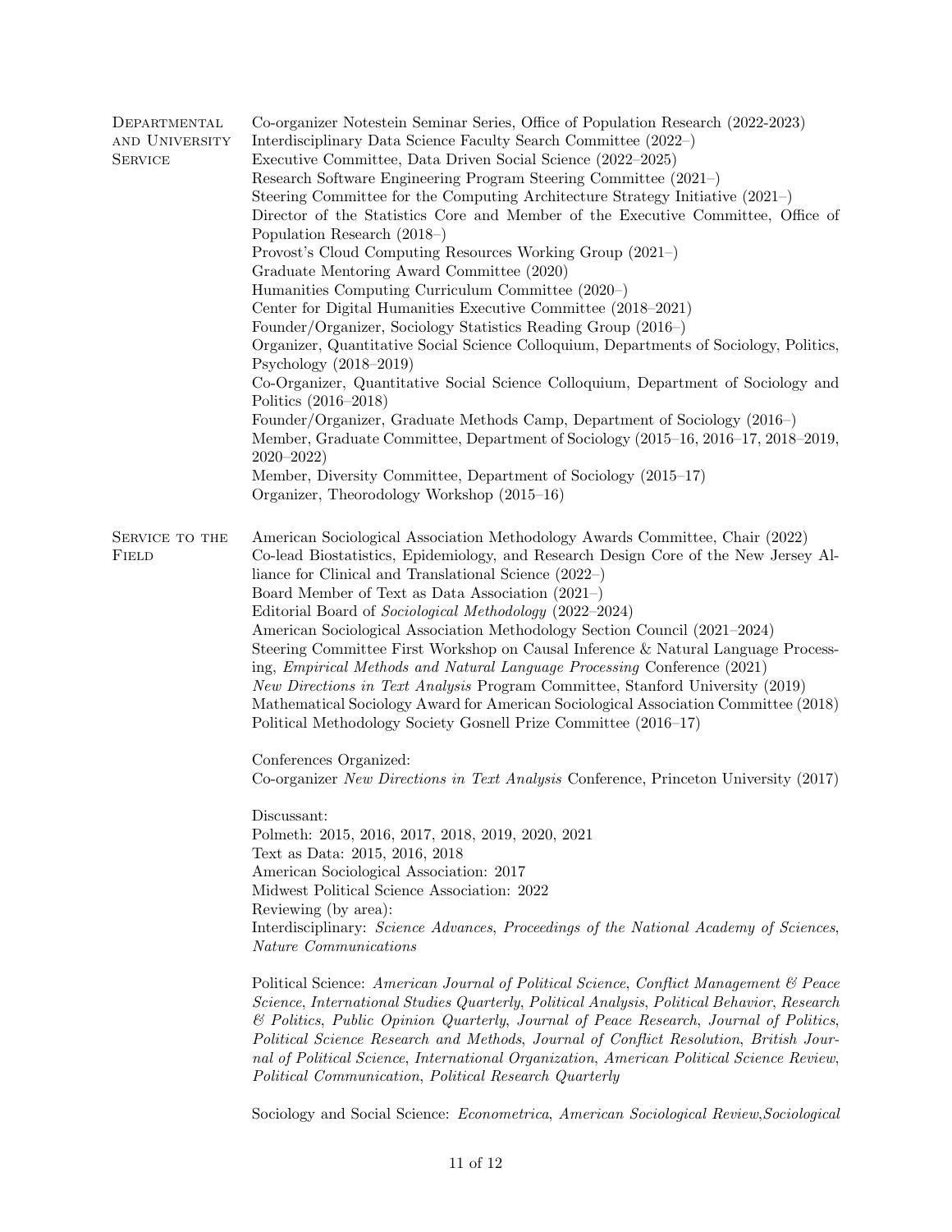## Departmental and University Service

Co-organizer Notestein Seminar Series, Office of Population Research (2022-2023)
Interdisciplinary Data Science Faculty Search Committee (2022–)
Executive Committee, Data Driven Social Science (2022–2025)
Research Software Engineering Program Steering Committee (2021–)
Steering Committee for the Computing Architecture Strategy Initiative (2021–)
Director of the Statistics Core and Member of the Executive Committee, Office of Population Research (2018–)
Provost's Cloud Computing Resources Working Group (2021–)
Graduate Mentoring Award Committee (2020)
Humanities Computing Curriculum Committee (2020–)
Center for Digital Humanities Executive Committee (2018–2021)
Founder/Organizer, Sociology Statistics Reading Group (2016–)
Organizer, Quantitative Social Science Colloquium, Departments of Sociology, Politics, Psychology (2018–2019)
Co-Organizer, Quantitative Social Science Colloquium, Department of Sociology and Politics (2016–2018)
Founder/Organizer, Graduate Methods Camp, Department of Sociology (2016–)
Member, Graduate Committee, Department of Sociology (2015–16, 2016–17, 2018–2019, 2020–2022)
Member, Diversity Committee, Department of Sociology (2015–17)
Organizer, Theorodology Workshop (2015–16)

## Service to the Field

American Sociological Association Methodology Awards Committee, Chair (2022)
Co-lead Biostatistics, Epidemiology, and Research Design Core of the New Jersey Alliance for Clinical and Translational Science (2022–)
Board Member of Text as Data Association (2021–)
Editorial Board of *Sociological Methodology* (2022–2024)
American Sociological Association Methodology Section Council (2021–2024)
Steering Committee First Workshop on Causal Inference & Natural Language Processing, *Empirical Methods and Natural Language Processing* Conference (2021)
*New Directions in Text Analysis* Program Committee, Stanford University (2019)
Mathematical Sociology Award for American Sociological Association Committee (2018)
Political Methodology Society Gosnell Prize Committee (2016–17)

Conferences Organized:
Co-organizer *New Directions in Text Analysis* Conference, Princeton University (2017)

Discussant:
Polmeth: 2015, 2016, 2017, 2018, 2019, 2020, 2021
Text as Data: 2015, 2016, 2018
American Sociological Association: 2017
Midwest Political Science Association: 2022
Reviewing (by area):
Interdisciplinary: *Science Advances*, *Proceedings of the National Academy of Sciences*, *Nature Communications*

Political Science: *American Journal of Political Science*, *Conflict Management & Peace Science*, *International Studies Quarterly*, *Political Analysis*, *Political Behavior*, *Research & Politics*, *Public Opinion Quarterly*, *Journal of Peace Research*, *Journal of Politics*, *Political Science Research and Methods*, *Journal of Conflict Resolution*, *British Journal of Political Science*, *International Organization*, *American Political Science Review*, *Political Communication*, *Political Research Quarterly*

Sociology and Social Science: *Econometrica*, *American Sociological Review*,*Sociological*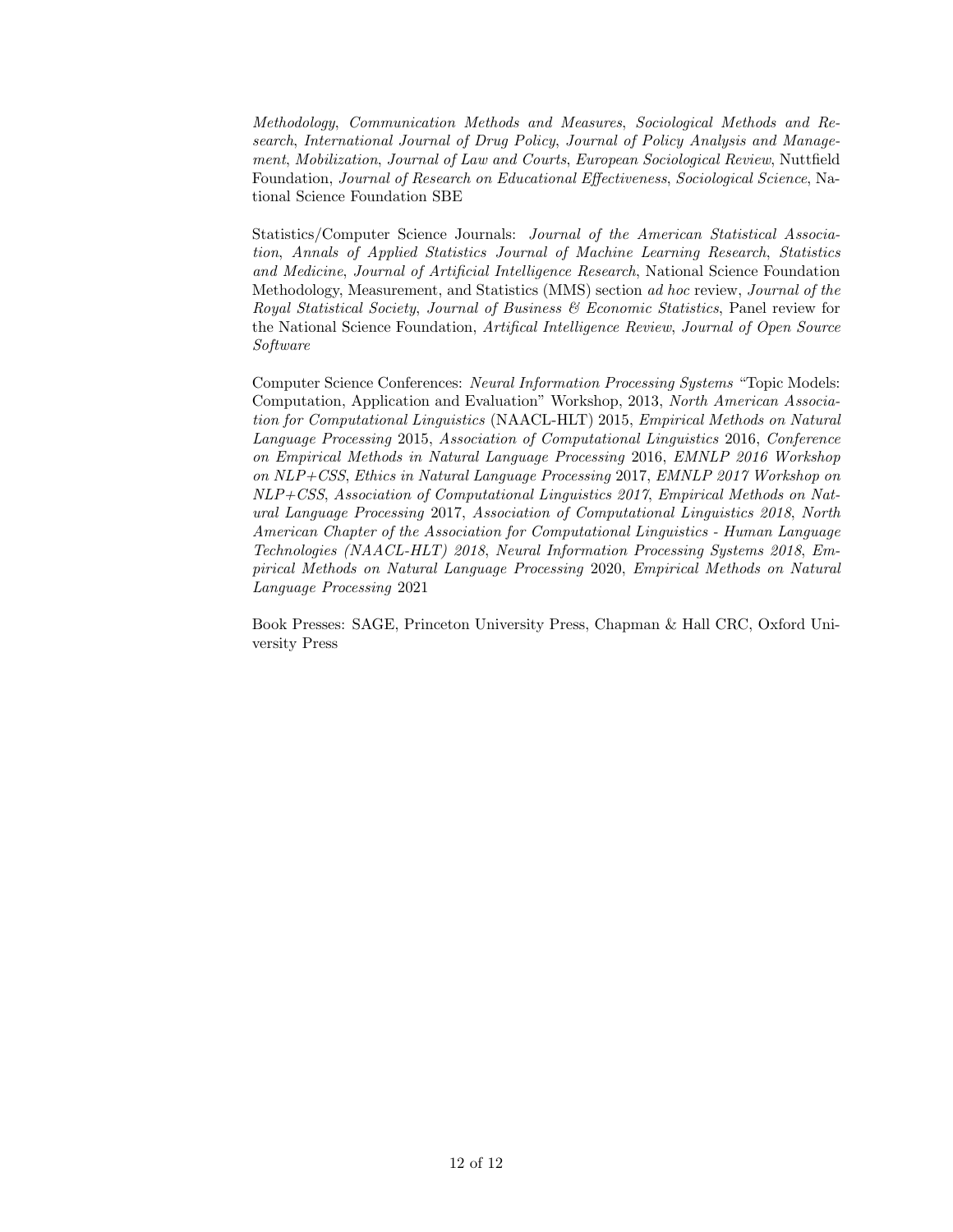*Methodology*, *Communication Methods and Measures*, *Sociological Methods and Research*, *International Journal of Drug Policy*, *Journal of Policy Analysis and Management*, *Mobilization*, *Journal of Law and Courts*, *European Sociological Review*, Nuttfield Foundation, *Journal of Research on Educational Effectiveness*, *Sociological Science*, National Science Foundation SBE

Statistics/Computer Science Journals: *Journal of the American Statistical Association*, *Annals of Applied Statistics Journal of Machine Learning Research*, *Statistics and Medicine*, *Journal of Artificial Intelligence Research*, National Science Foundation Methodology, Measurement, and Statistics (MMS) section *ad hoc* review, *Journal of the Royal Statistical Society*, *Journal of Business & Economic Statistics*, Panel review for the National Science Foundation, *Artifical Intelligence Review*, *Journal of Open Source Software*

Computer Science Conferences: *Neural Information Processing Systems* "Topic Models: Computation, Application and Evaluation" Workshop, 2013, *North American Association for Computational Linguistics* (NAACL-HLT) 2015, *Empirical Methods on Natural Language Processing* 2015, *Association of Computational Linguistics* 2016, *Conference on Empirical Methods in Natural Language Processing* 2016, *EMNLP 2016 Workshop on NLP+CSS*, *Ethics in Natural Language Processing* 2017, *EMNLP 2017 Workshop on NLP+CSS*, *Association of Computational Linguistics 2017*, *Empirical Methods on Natural Language Processing* 2017, *Association of Computational Linguistics 2018*, *North American Chapter of the Association for Computational Linguistics - Human Language Technologies (NAACL-HLT) 2018*, *Neural Information Processing Systems 2018*, *Empirical Methods on Natural Language Processing* 2020, *Empirical Methods on Natural Language Processing* 2021

Book Presses: SAGE, Princeton University Press, Chapman & Hall CRC, Oxford University Press